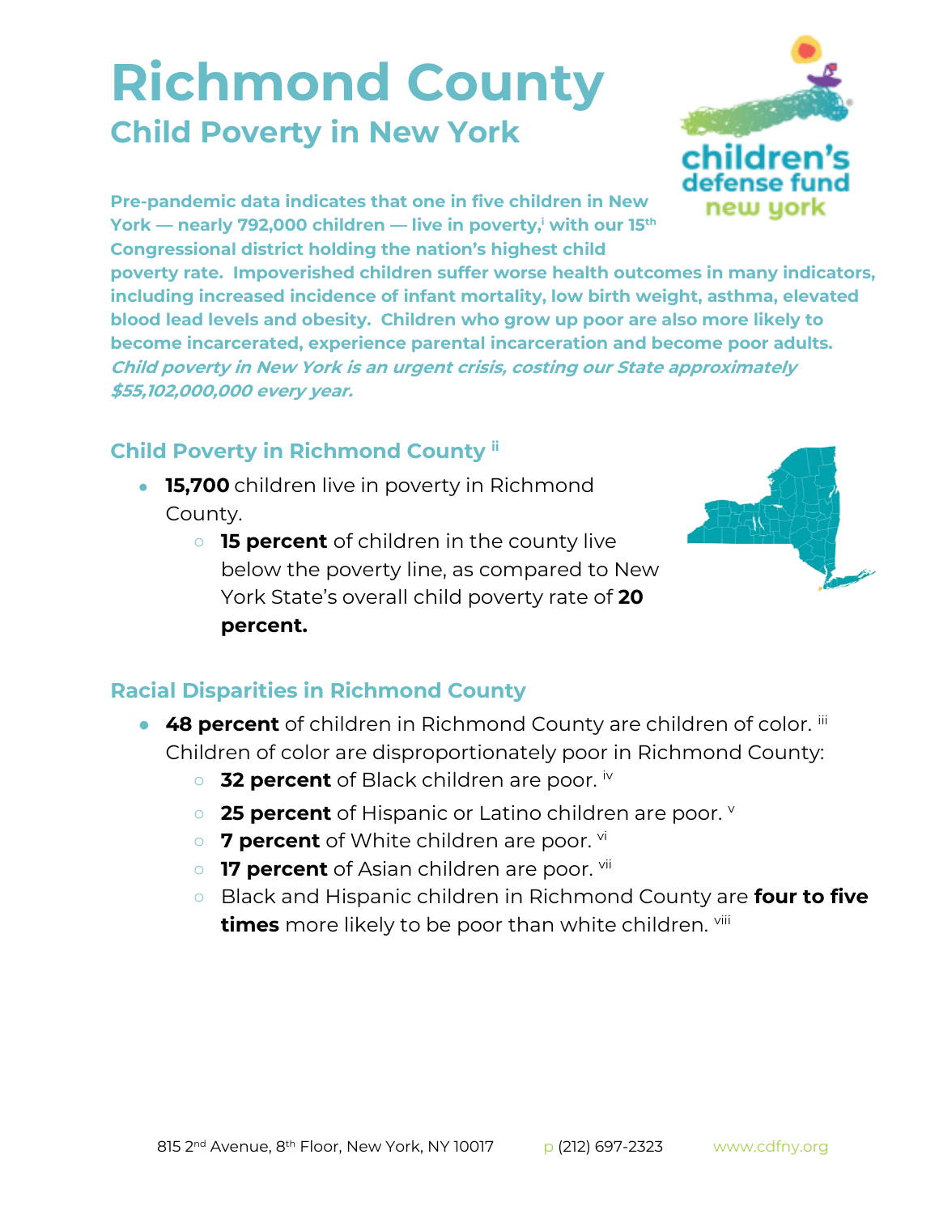# Richmond County

## Child Poverty in New York

**Pre-pandemic data indicates that one in five children in New York — nearly 792,000 children — live in poverty,[i] with our 15th Congressional district holding the nation's highest child poverty rate. Impoverished children suffer worse health outcomes in many indicators, including increased incidence of infant mortality, low birth weight, asthma, elevated blood lead levels and obesity. Children who grow up poor are also more likely to become incarcerated, experience parental incarceration and become poor adults.** ***Child poverty in New York is an urgent crisis, costing our State approximately $55,102,000,000 every year.***

### Child Poverty in Richmond County [ii]

- **15,700** children live in poverty in Richmond County.
  - **15 percent** of children in the county live below the poverty line, as compared to New York State's overall child poverty rate of **20 percent.**

### Racial Disparities in Richmond County

- **48 percent** of children in Richmond County are children of color. [iii] Children of color are disproportionately poor in Richmond County:
  - **32 percent** of Black children are poor. [iv]
  - **25 percent** of Hispanic or Latino children are poor. [v]
  - **7 percent** of White children are poor. [vi]
  - **17 percent** of Asian children are poor. [vii]
  - Black and Hispanic children in Richmond County are **four to five times** more likely to be poor than white children. [viii]

815 2nd Avenue, 8th Floor, New York, NY 10017 p (212) 697-2323 www.cdfny.org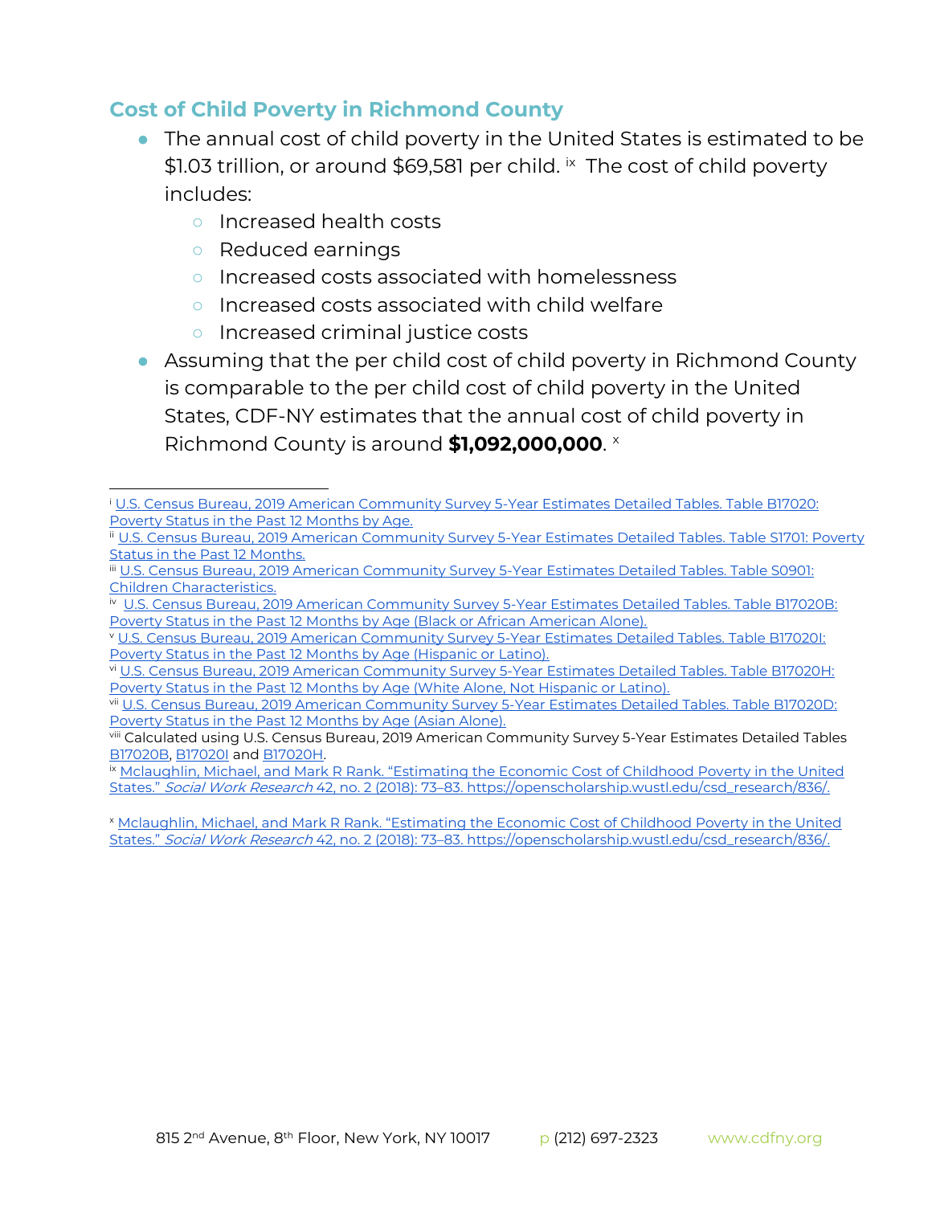## Cost of Child Poverty in Richmond County

- The annual cost of child poverty in the United States is estimated to be $1.03 trillion, or around $69,581 per child. [ix] The cost of child poverty includes:
  - Increased health costs
  - Reduced earnings
  - Increased costs associated with homelessness
  - Increased costs associated with child welfare
  - Increased criminal justice costs
- Assuming that the per child cost of child poverty in Richmond County is comparable to the per child cost of child poverty in the United States, CDF-NY estimates that the annual cost of child poverty in Richmond County is around **$1,092,000,000**. [x]

---

[i] U.S. Census Bureau, 2019 American Community Survey 5-Year Estimates Detailed Tables. Table B17020: Poverty Status in the Past 12 Months by Age.

[ii] U.S. Census Bureau, 2019 American Community Survey 5-Year Estimates Detailed Tables. Table S1701: Poverty Status in the Past 12 Months.

[iii] U.S. Census Bureau, 2019 American Community Survey 5-Year Estimates Detailed Tables. Table S0901: Children Characteristics.

[iv] U.S. Census Bureau, 2019 American Community Survey 5-Year Estimates Detailed Tables. Table B17020B: Poverty Status in the Past 12 Months by Age (Black or African American Alone).

[v] U.S. Census Bureau, 2019 American Community Survey 5-Year Estimates Detailed Tables. Table B17020I: Poverty Status in the Past 12 Months by Age (Hispanic or Latino).

[vi] U.S. Census Bureau, 2019 American Community Survey 5-Year Estimates Detailed Tables. Table B17020H: Poverty Status in the Past 12 Months by Age (White Alone, Not Hispanic or Latino).

[vii] U.S. Census Bureau, 2019 American Community Survey 5-Year Estimates Detailed Tables. Table B17020D: Poverty Status in the Past 12 Months by Age (Asian Alone).

[viii] Calculated using U.S. Census Bureau, 2019 American Community Survey 5-Year Estimates Detailed Tables B17020B, B17020I and B17020H.

[ix] Mclaughlin, Michael, and Mark R Rank. "Estimating the Economic Cost of Childhood Poverty in the United States." *Social Work Research* 42, no. 2 (2018): 73–83. https://openscholarship.wustl.edu/csd_research/836/.

[x] Mclaughlin, Michael, and Mark R Rank. "Estimating the Economic Cost of Childhood Poverty in the United States." *Social Work Research* 42, no. 2 (2018): 73–83. https://openscholarship.wustl.edu/csd_research/836/.

815 2nd Avenue, 8th Floor, New York, NY 10017 p (212) 697-2323 www.cdfny.org